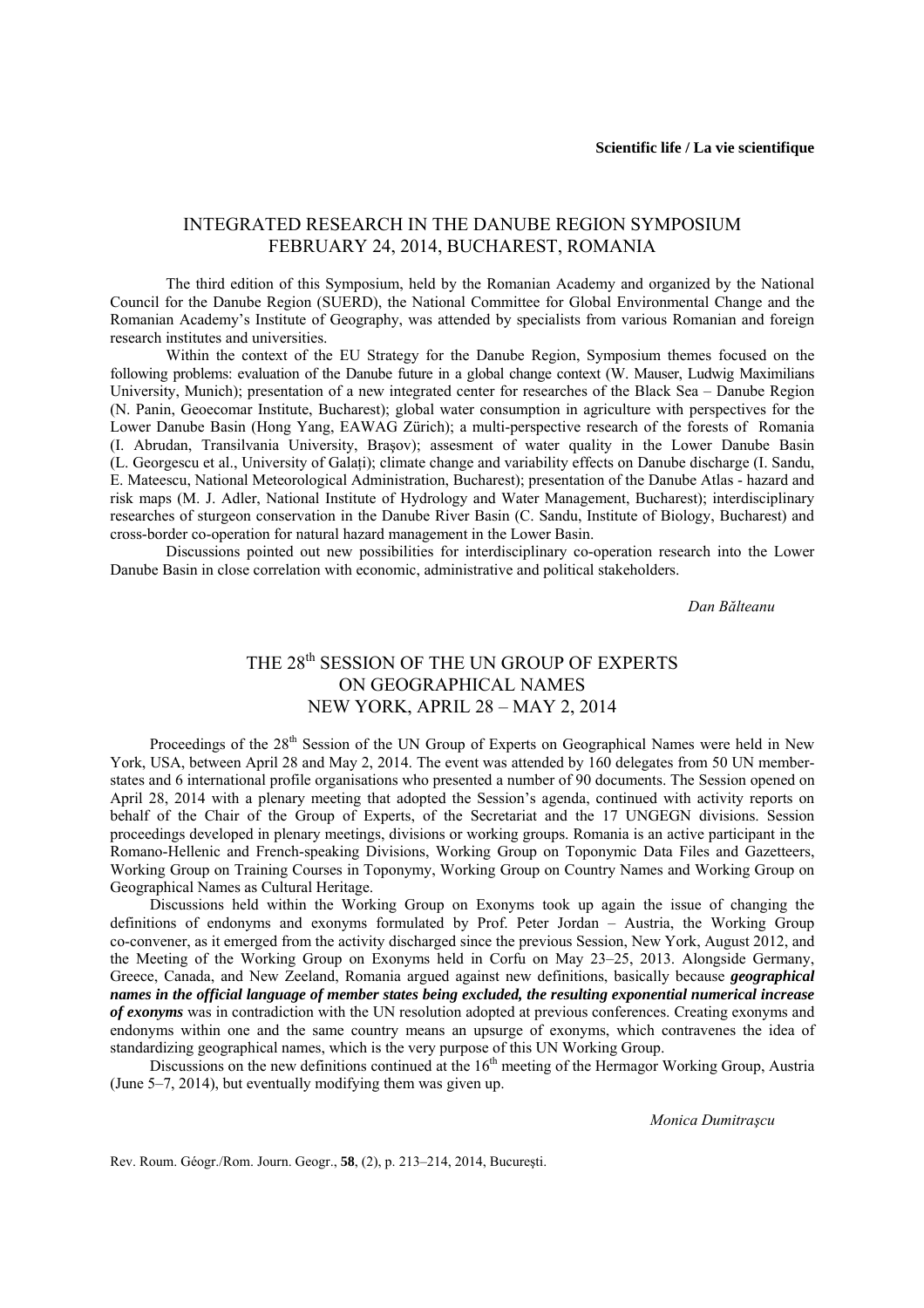**Scientific life / La vie scientifique**

## INTEGRATED RESEARCH IN THE DANUBE REGION SYMPOSIUM
## FEBRUARY 24, 2014, BUCHAREST, ROMANIA

The third edition of this Symposium, held by the Romanian Academy and organized by the National Council for the Danube Region (SUERD), the National Committee for Global Environmental Change and the Romanian Academy's Institute of Geography, was attended by specialists from various Romanian and foreign research institutes and universities.

Within the context of the EU Strategy for the Danube Region, Symposium themes focused on the following problems: evaluation of the Danube future in a global change context (W. Mauser, Ludwig Maximilians University, Munich); presentation of a new integrated center for researches of the Black Sea – Danube Region (N. Panin, Geoecomar Institute, Bucharest); global water consumption in agriculture with perspectives for the Lower Danube Basin (Hong Yang, EAWAG Zürich); a multi-perspective research of the forests of Romania (I. Abrudan, Transilvania University, Braşov); assesment of water quality in the Lower Danube Basin (L. Georgescu et al., University of Galați); climate change and variability effects on Danube discharge (I. Sandu, E. Mateescu, National Meteorological Administration, Bucharest); presentation of the Danube Atlas - hazard and risk maps (M. J. Adler, National Institute of Hydrology and Water Management, Bucharest); interdisciplinary researches of sturgeon conservation in the Danube River Basin (C. Sandu, Institute of Biology, Bucharest) and cross-border co-operation for natural hazard management in the Lower Basin.

Discussions pointed out new possibilities for interdisciplinary co-operation research into the Lower Danube Basin in close correlation with economic, administrative and political stakeholders.

*Dan Bălteanu*

## THE 28[th] SESSION OF THE UN GROUP OF EXPERTS ON GEOGRAPHICAL NAMES
## NEW YORK, APRIL 28 – MAY 2, 2014

Proceedings of the 28[th] Session of the UN Group of Experts on Geographical Names were held in New York, USA, between April 28 and May 2, 2014. The event was attended by 160 delegates from 50 UN member-states and 6 international profile organisations who presented a number of 90 documents. The Session opened on April 28, 2014 with a plenary meeting that adopted the Session's agenda, continued with activity reports on behalf of the Chair of the Group of Experts, of the Secretariat and the 17 UNGEGN divisions. Session proceedings developed in plenary meetings, divisions or working groups. Romania is an active participant in the Romano-Hellenic and French-speaking Divisions, Working Group on Toponymic Data Files and Gazetteers, Working Group on Training Courses in Toponymy, Working Group on Country Names and Working Group on Geographical Names as Cultural Heritage.

Discussions held within the Working Group on Exonyms took up again the issue of changing the definitions of endonyms and exonyms formulated by Prof. Peter Jordan – Austria, the Working Group co-convener, as it emerged from the activity discharged since the previous Session, New York, August 2012, and the Meeting of the Working Group on Exonyms held in Corfu on May 23–25, 2013. Alongside Germany, Greece, Canada, and New Zeeland, Romania argued against new definitions, basically because ***geographical names in the official language of member states being excluded, the resulting exponential numerical increase of exonyms*** was in contradiction with the UN resolution adopted at previous conferences. Creating exonyms and endonyms within one and the same country means an upsurge of exonyms, which contravenes the idea of standardizing geographical names, which is the very purpose of this UN Working Group.

Discussions on the new definitions continued at the 16[th] meeting of the Hermagor Working Group, Austria (June 5–7, 2014), but eventually modifying them was given up.

*Monica Dumitraşcu*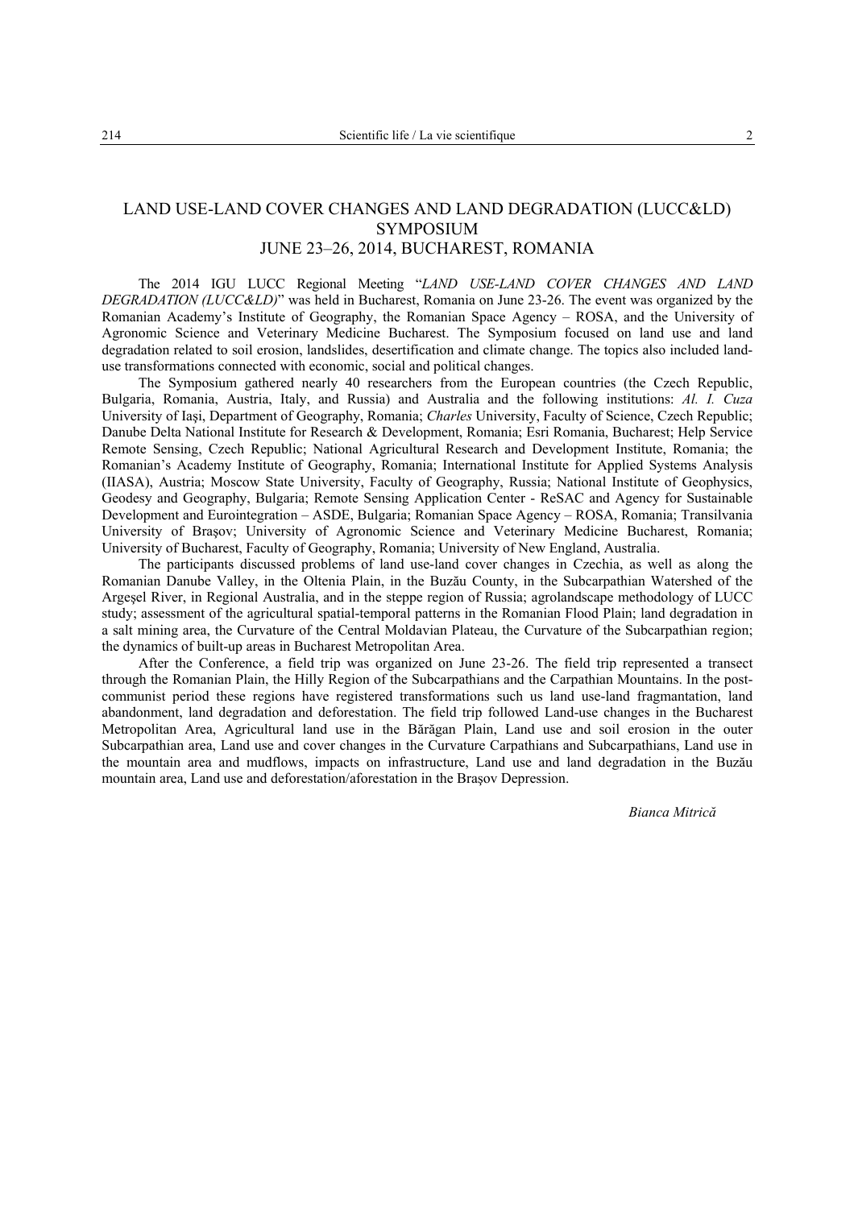# LAND USE-LAND COVER CHANGES AND LAND DEGRADATION (LUCC&LD) SYMPOSIUM
# JUNE 23–26, 2014, BUCHAREST, ROMANIA

The 2014 IGU LUCC Regional Meeting "*LAND USE-LAND COVER CHANGES AND LAND DEGRADATION (LUCC&LD)*" was held in Bucharest, Romania on June 23-26. The event was organized by the Romanian Academy's Institute of Geography, the Romanian Space Agency – ROSA, and the University of Agronomic Science and Veterinary Medicine Bucharest. The Symposium focused on land use and land degradation related to soil erosion, landslides, desertification and climate change. The topics also included land-use transformations connected with economic, social and political changes.

The Symposium gathered nearly 40 researchers from the European countries (the Czech Republic, Bulgaria, Romania, Austria, Italy, and Russia) and Australia and the following institutions: *Al. I. Cuza* University of Iaşi, Department of Geography, Romania; *Charles* University, Faculty of Science, Czech Republic; Danube Delta National Institute for Research & Development, Romania; Esri Romania, Bucharest; Help Service Remote Sensing, Czech Republic; National Agricultural Research and Development Institute, Romania; the Romanian's Academy Institute of Geography, Romania; International Institute for Applied Systems Analysis (IIASA), Austria; Moscow State University, Faculty of Geography, Russia; National Institute of Geophysics, Geodesy and Geography, Bulgaria; Remote Sensing Application Center - ReSAC and Agency for Sustainable Development and Eurointegration – ASDE, Bulgaria; Romanian Space Agency – ROSA, Romania; Transilvania University of Braşov; University of Agronomic Science and Veterinary Medicine Bucharest, Romania; University of Bucharest, Faculty of Geography, Romania; University of New England, Australia.

The participants discussed problems of land use-land cover changes in Czechia, as well as along the Romanian Danube Valley, in the Oltenia Plain, in the Buzău County, in the Subcarpathian Watershed of the Argeşel River, in Regional Australia, and in the steppe region of Russia; agrolandscape methodology of LUCC study; assessment of the agricultural spatial-temporal patterns in the Romanian Flood Plain; land degradation in a salt mining area, the Curvature of the Central Moldavian Plateau, the Curvature of the Subcarpathian region; the dynamics of built-up areas in Bucharest Metropolitan Area.

After the Conference, a field trip was organized on June 23-26. The field trip represented a transect through the Romanian Plain, the Hilly Region of the Subcarpathians and the Carpathian Mountains. In the post-communist period these regions have registered transformations such us land use-land fragmantation, land abandonment, land degradation and deforestation. The field trip followed Land-use changes in the Bucharest Metropolitan Area, Agricultural land use in the Bărăgan Plain, Land use and soil erosion in the outer Subcarpathian area, Land use and cover changes in the Curvature Carpathians and Subcarpathians, Land use in the mountain area and mudflows, impacts on infrastructure, Land use and land degradation in the Buzău mountain area, Land use and deforestation/aforestation in the Braşov Depression.

*Bianca Mitrică*